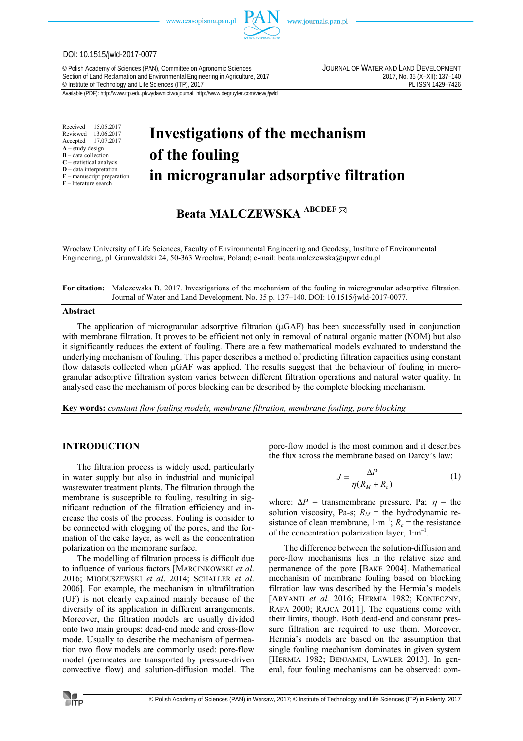DOI: 10.1515/jwld-2017-0077

© Polish Academy of Sciences (PAN), Committee on Agronomic Sciences
Section of Land Reclamation and Environmental Engineering in Agriculture, 2017
© Institute of Technology and Life Sciences (ITP), 2017

JOURNAL OF WATER AND LAND DEVELOPMENT
2017, No. 35 (X–XII): 137–140
PL ISSN 1429–7426

Available (PDF): http://www.itp.edu.pl/wydawnictwo/journal; http://www.degruyter.com/view/j/jwld

Received 15.05.2017
Reviewed 13.06.2017
Accepted 17.07.2017
**A** – study design
**B** – data collection
**C** – statistical analysis
**D** – data interpretation
**E** – manuscript preparation
**F** – literature search

# Investigations of the mechanism of the fouling in microgranular adsorptive filtration

**Beata MALCZEWSKA** ABCDEF ✉

Wrocław University of Life Sciences, Faculty of Environmental Engineering and Geodesy, Institute of Environmental Engineering, pl. Grunwaldzki 24, 50-363 Wrocław, Poland; e-mail: beata.malczewska@upwr.edu.pl

**For citation:** Malczewska B. 2017. Investigations of the mechanism of the fouling in microgranular adsorptive filtration. Journal of Water and Land Development. No. 35 p. 137–140. DOI: 10.1515/jwld-2017-0077.

## Abstract

The application of microgranular adsorptive filtration (µGAF) has been successfully used in conjunction with membrane filtration. It proves to be efficient not only in removal of natural organic matter (NOM) but also it significantly reduces the extent of fouling. There are a few mathematical models evaluated to understand the underlying mechanism of fouling. This paper describes a method of predicting filtration capacities using constant flow datasets collected when µGAF was applied. The results suggest that the behaviour of fouling in microgranular adsorptive filtration system varies between different filtration operations and natural water quality. In analysed case the mechanism of pores blocking can be described by the complete blocking mechanism.

**Key words:** *constant flow fouling models, membrane filtration, membrane fouling, pore blocking*

## INTRODUCTION

The filtration process is widely used, particularly in water supply but also in industrial and municipal wastewater treatment plants. The filtration through the membrane is susceptible to fouling, resulting in significant reduction of the filtration efficiency and increase the costs of the process. Fouling is consider to be connected with clogging of the pores, and the formation of the cake layer, as well as the concentration polarization on the membrane surface.

The modelling of filtration process is difficult due to influence of various factors [MARCINKOWSKI *et al.* 2016; MIODUSZEWSKI *et al.* 2014; SCHALLER *et al.* 2006]. For example, the mechanism in ultrafiltration (UF) is not clearly explained mainly because of the diversity of its application in different arrangements. Moreover, the filtration models are usually divided onto two main groups: dead-end mode and cross-flow mode. Usually to describe the mechanism of permeation two flow models are commonly used: pore-flow model (permeates are transported by pressure-driven convective flow) and solution-diffusion model. The pore-flow model is the most common and it describes the flux across the membrane based on Darcy's law:

$$J = \frac{\Delta P}{\eta (R_M + R_c)} \tag{1}$$

where: $\Delta P$ = transmembrane pressure, Pa; $\eta$ = the solution viscosity, Pa-s; $R_M$ = the hydrodynamic resistance of clean membrane, $1 \cdot m^{-1}$; $R_c$ = the resistance of the concentration polarization layer, $1 \cdot m^{-1}$.

The difference between the solution-diffusion and pore-flow mechanisms lies in the relative size and permeance of the pore [BAKE 2004]. Mathematical mechanism of membrane fouling based on blocking filtration law was described by the Hermia's models [ARYANTI *et al.* 2016; HERMIA 1982; KONIECZNY, RAFA 2000; RAJCA 2011]. The equations come with their limits, though. Both dead-end and constant pressure filtration are required to use them. Moreover, Hermia's models are based on the assumption that single fouling mechanism dominates in given system [HERMIA 1982; BENJAMIN, LAWLER 2013]. In general, four fouling mechanisms can be observed: com-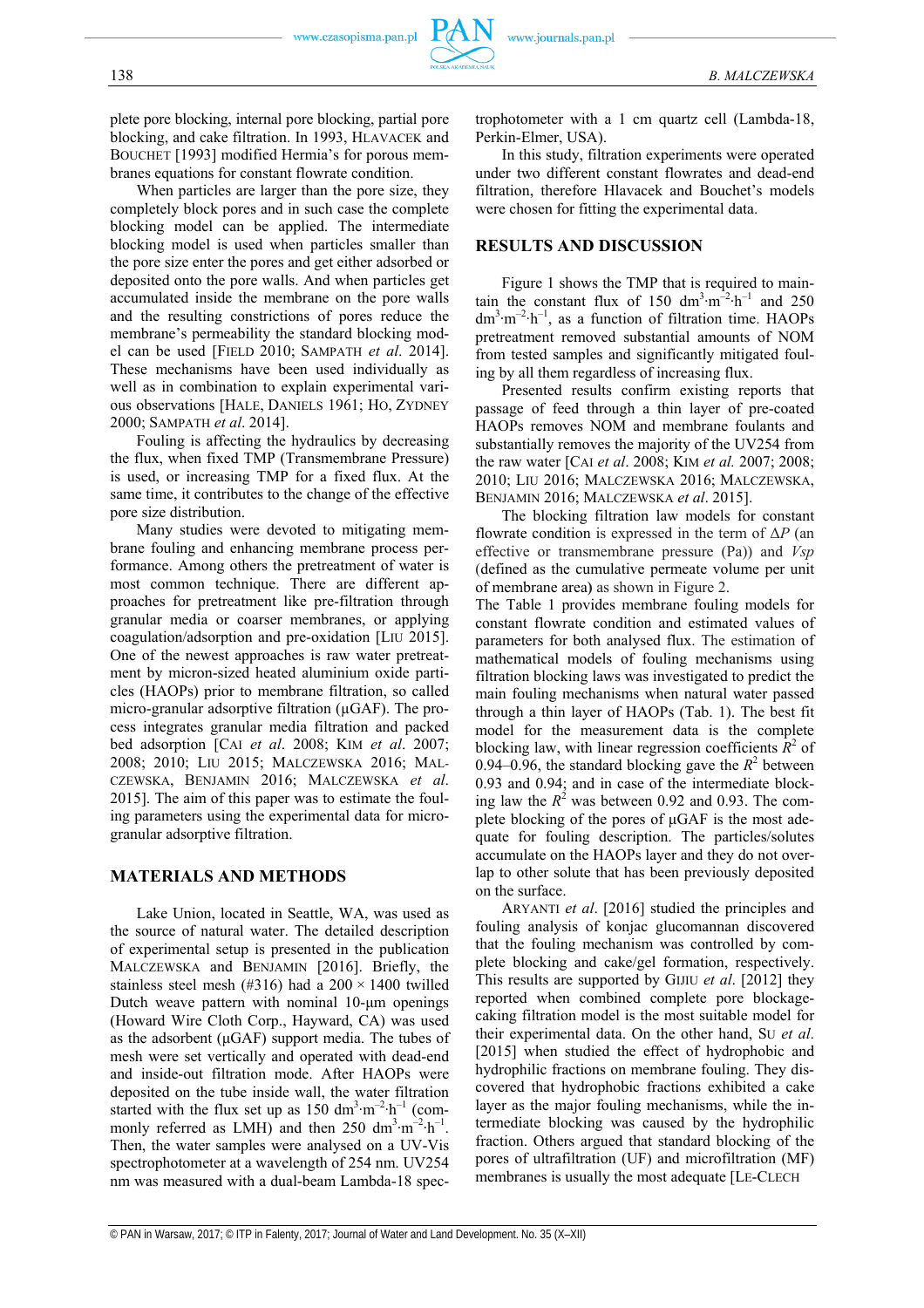plete pore blocking, internal pore blocking, partial pore blocking, and cake filtration. In 1993, HLAVACEK and BOUCHET [1993] modified Hermia's for porous membranes equations for constant flowrate condition.

When particles are larger than the pore size, they completely block pores and in such case the complete blocking model can be applied. The intermediate blocking model is used when particles smaller than the pore size enter the pores and get either adsorbed or deposited onto the pore walls. And when particles get accumulated inside the membrane on the pore walls and the resulting constrictions of pores reduce the membrane's permeability the standard blocking model can be used [FIELD 2010; SAMPATH *et al*. 2014]. These mechanisms have been used individually as well as in combination to explain experimental various observations [HALE, DANIELS 1961; HO, ZYDNEY 2000; SAMPATH *et al*. 2014].

Fouling is affecting the hydraulics by decreasing the flux, when fixed TMP (Transmembrane Pressure) is used, or increasing TMP for a fixed flux. At the same time, it contributes to the change of the effective pore size distribution.

Many studies were devoted to mitigating membrane fouling and enhancing membrane process performance. Among others the pretreatment of water is most common technique. There are different approaches for pretreatment like pre-filtration through granular media or coarser membranes, or applying coagulation/adsorption and pre-oxidation [LIU 2015]. One of the newest approaches is raw water pretreatment by micron-sized heated aluminium oxide particles (HAOPs) prior to membrane filtration, so called micro-granular adsorptive filtration (µGAF). The process integrates granular media filtration and packed bed adsorption [CAI *et al*. 2008; KIM *et al*. 2007; 2008; 2010; LIU 2015; MALCZEWSKA 2016; MALCZEWSKA, BENJAMIN 2016; MALCZEWSKA *et al*. 2015]. The aim of this paper was to estimate the fouling parameters using the experimental data for micro-granular adsorptive filtration.

## MATERIALS AND METHODS

Lake Union, located in Seattle, WA, was used as the source of natural water. The detailed description of experimental setup is presented in the publication MALCZEWSKA and BENJAMIN [2016]. Briefly, the stainless steel mesh (#316) had a 200 × 1400 twilled Dutch weave pattern with nominal 10-µm openings (Howard Wire Cloth Corp., Hayward, CA) was used as the adsorbent (µGAF) support media. The tubes of mesh were set vertically and operated with dead-end and inside-out filtration mode. After HAOPs were deposited on the tube inside wall, the water filtration started with the flux set up as 150 $dm^3 \cdot m^{-2} \cdot h^{-1}$ (commonly referred as LMH) and then 250 $dm^3 \cdot m^{-2} \cdot h^{-1}$. Then, the water samples were analysed on a UV-Vis spectrophotometer at a wavelength of 254 nm. UV254 nm was measured with a dual-beam Lambda-18 spectrophotometer with a 1 cm quartz cell (Lambda-18, Perkin-Elmer, USA).

In this study, filtration experiments were operated under two different constant flowrates and dead-end filtration, therefore Hlavacek and Bouchet's models were chosen for fitting the experimental data.

## RESULTS AND DISCUSSION

Figure 1 shows the TMP that is required to maintain the constant flux of 150 $dm^3 \cdot m^{-2} \cdot h^{-1}$ and 250 $dm^3 \cdot m^{-2} \cdot h^{-1}$, as a function of filtration time. HAOPs pretreatment removed substantial amounts of NOM from tested samples and significantly mitigated fouling by all them regardless of increasing flux.

Presented results confirm existing reports that passage of feed through a thin layer of pre-coated HAOPs removes NOM and membrane foulants and substantially removes the majority of the UV254 from the raw water [CAI *et al*. 2008; KIM *et al.* 2007; 2008; 2010; LIU 2016; MALCZEWSKA 2016; MALCZEWSKA, BENJAMIN 2016; MALCZEWSKA *et al*. 2015].

The blocking filtration law models for constant flowrate condition is expressed in the term of $\Delta P$ (an effective or transmembrane pressure (Pa)) and $Vsp$ (defined as the cumulative permeate volume per unit of membrane area) as shown in Figure 2.

The Table 1 provides membrane fouling models for constant flowrate condition and estimated values of parameters for both analysed flux. The estimation of mathematical models of fouling mechanisms using filtration blocking laws was investigated to predict the main fouling mechanisms when natural water passed through a thin layer of HAOPs (Tab. 1). The best fit model for the measurement data is the complete blocking law, with linear regression coefficients $R^2$ of 0.94–0.96, the standard blocking gave the $R^2$ between 0.93 and 0.94; and in case of the intermediate blocking law the $R^2$ was between 0.92 and 0.93. The complete blocking of the pores of µGAF is the most adequate for fouling description. The particles/solutes accumulate on the HAOPs layer and they do not overlap to other solute that has been previously deposited on the surface.

ARYANTI *et al*. [2016] studied the principles and fouling analysis of konjac glucomannan discovered that the fouling mechanism was controlled by complete blocking and cake/gel formation, respectively. This results are supported by GIJIU *et al*. [2012] they reported when combined complete pore blockage-caking filtration model is the most suitable model for their experimental data. On the other hand, SU *et al*. [2015] when studied the effect of hydrophobic and hydrophilic fractions on membrane fouling. They discovered that hydrophobic fractions exhibited a cake layer as the major fouling mechanisms, while the intermediate blocking was caused by the hydrophilic fraction. Others argued that standard blocking of the pores of ultrafiltration (UF) and microfiltration (MF) membranes is usually the most adequate [LE-CLECH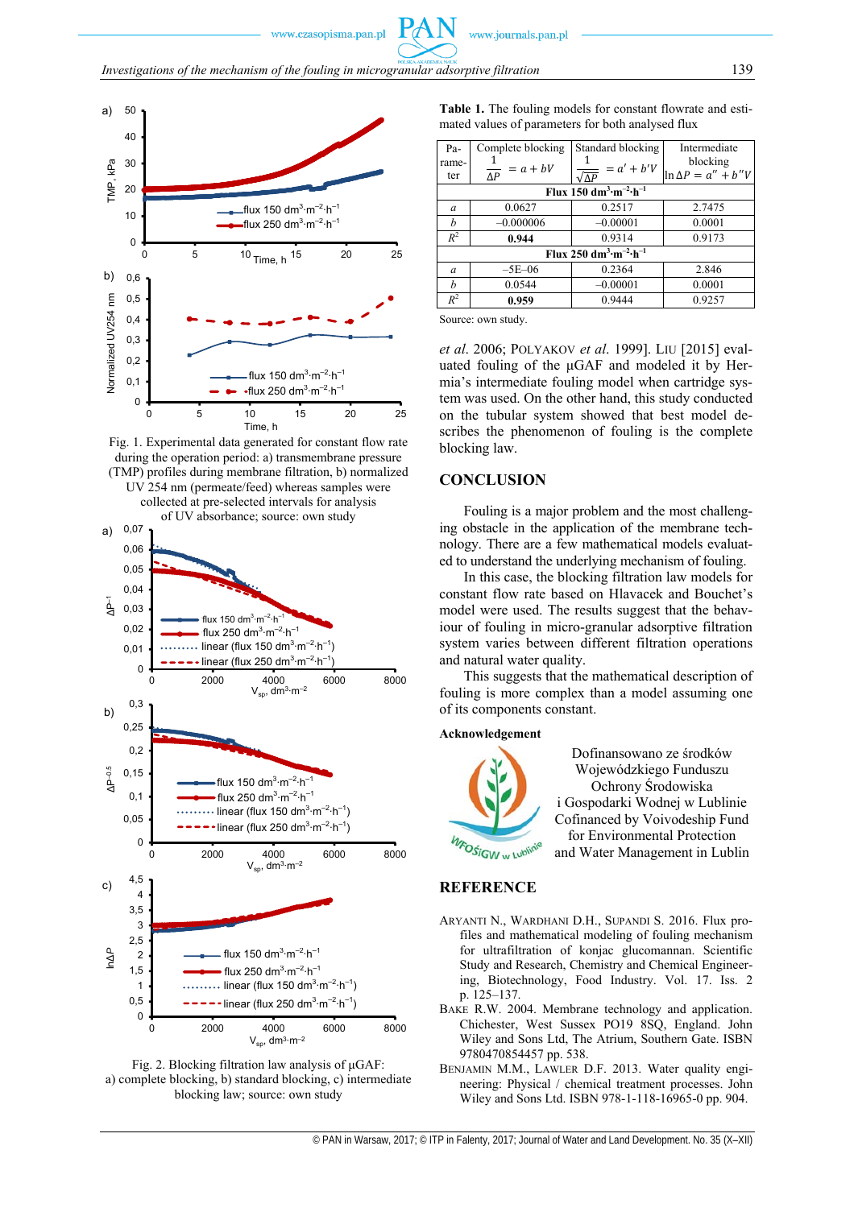Fig. 1. Experimental data generated for constant flow rate during the operation period: a) transmembrane pressure (TMP) profiles during membrane filtration, b) normalized UV 254 nm (permeate/feed) whereas samples were collected at pre-selected intervals for analysis of UV absorbance; source: own study

Fig. 2. Blocking filtration law analysis of μGAF: a) complete blocking, b) standard blocking, c) intermediate blocking law; source: own study

**Table 1.** The fouling models for constant flowrate and estimated values of parameters for both analysed flux

| Parameter | Complete blocking $\frac{1}{\Delta P} = a + bV$ | Standard blocking $\frac{1}{\sqrt{\Delta P}} = a' + b'V$ | Intermediate blocking $\ln \Delta P = a'' + b''V$ |
|---|---|---|---|
| **Flux 150 dm$^3$·m$^{-2}$·h$^{-1}$** | | | |
| $a$ | 0.0627 | 0.2517 | 2.7475 |
| $b$ | –0.000006 | –0.00001 | 0.0001 |
| $R^2$ | **0.944** | 0.9314 | 0.9173 |
| **Flux 250 dm$^3$·m$^{-2}$·h$^{-1}$** | | | |
| $a$ | –5E–06 | 0.2364 | 2.846 |
| $b$ | 0.0544 | –0.00001 | 0.0001 |
| $R^2$ | **0.959** | 0.9444 | 0.9257 |

Source: own study.

*et al.* 2006; POLYAKOV *et al.* 1999]. LIU [2015] evaluated fouling of the μGAF and modeled it by Hermia's intermediate fouling model when cartridge system was used. On the other hand, this study conducted on the tubular system showed that best model describes the phenomenon of fouling is the complete blocking law.

## CONCLUSION

Fouling is a major problem and the most challenging obstacle in the application of the membrane technology. There are a few mathematical models evaluated to understand the underlying mechanism of fouling.

In this case, the blocking filtration law models for constant flow rate based on Hlavacek and Bouchet's model were used. The results suggest that the behaviour of fouling in micro-granular adsorptive filtration system varies between different filtration operations and natural water quality.

This suggests that the mathematical description of fouling is more complex than a model assuming one of its components constant.

### Acknowledgement

Dofinansowano ze środków Wojewódzkiego Funduszu Ochrony Środowiska i Gospodarki Wodnej w Lublinie
Cofinanced by Voivodeship Fund for Environmental Protection and Water Management in Lublin

## REFERENCE

ARYANTI N., WARDHANI D.H., SUPANDI S. 2016. Flux profiles and mathematical modeling of fouling mechanism for ultrafiltration of konjac glucomannan. Scientific Study and Research, Chemistry and Chemical Engineering, Biotechnology, Food Industry. Vol. 17. Iss. 2 p. 125–137.

BAKE R.W. 2004. Membrane technology and application. Chichester, West Sussex PO19 8SQ, England. John Wiley and Sons Ltd, The Atrium, Southern Gate. ISBN 9780470854457 pp. 538.

BENJAMIN M.M., LAWLER D.F. 2013. Water quality engineering: Physical / chemical treatment processes. John Wiley and Sons Ltd. ISBN 978-1-118-16965-0 pp. 904.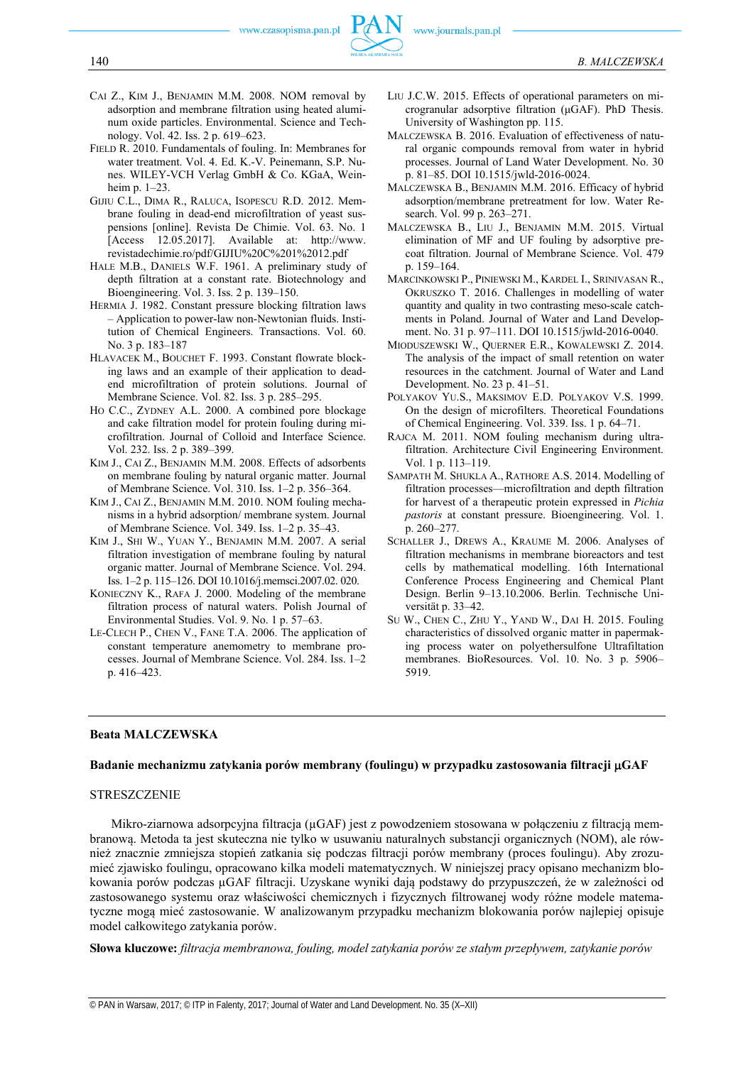CAI Z., KIM J., BENJAMIN M.M. 2008. NOM removal by adsorption and membrane filtration using heated aluminum oxide particles. Environmental. Science and Technology. Vol. 42. Iss. 2 p. 619–623.

FIELD R. 2010. Fundamentals of fouling. In: Membranes for water treatment. Vol. 4. Ed. K.-V. Peinemann, S.P. Nunes. WILEY-VCH Verlag GmbH & Co. KGaA, Weinheim p. 1–23.

GIJIU C.L., DIMA R., RALUCA, ISOPESCU R.D. 2012. Membrane fouling in dead-end microfiltration of yeast suspensions [online]. Revista De Chimie. Vol. 63. No. 1 [Access 12.05.2017]. Available at: http://www.revistadechimie.ro/pdf/GIJIU%20C%201%2012.pdf

HALE M.B., DANIELS W.F. 1961. A preliminary study of depth filtration at a constant rate. Biotechnology and Bioengineering. Vol. 3. Iss. 2 p. 139–150.

HERMIA J. 1982. Constant pressure blocking filtration laws – Application to power-law non-Newtonian fluids. Institution of Chemical Engineers. Transactions. Vol. 60. No. 3 p. 183–187

HLAVACEK M., BOUCHET F. 1993. Constant flowrate blocking laws and an example of their application to dead-end microfiltration of protein solutions. Journal of Membrane Science. Vol. 82. Iss. 3 p. 285–295.

HO C.C., ZYDNEY A.L. 2000. A combined pore blockage and cake filtration model for protein fouling during microfiltration. Journal of Colloid and Interface Science. Vol. 232. Iss. 2 p. 389–399.

KIM J., CAI Z., BENJAMIN M.M. 2008. Effects of adsorbents on membrane fouling by natural organic matter. Journal of Membrane Science. Vol. 310. Iss. 1–2 p. 356–364.

KIM J., CAI Z., BENJAMIN M.M. 2010. NOM fouling mechanisms in a hybrid adsorption/ membrane system. Journal of Membrane Science. Vol. 349. Iss. 1–2 p. 35–43.

KIM J., SHI W., YUAN Y., BENJAMIN M.M. 2007. A serial filtration investigation of membrane fouling by natural organic matter. Journal of Membrane Science. Vol. 294. Iss. 1–2 p. 115–126. DOI 10.1016/j.memsci.2007.02. 020.

KONIECZNY K., RAFA J. 2000. Modeling of the membrane filtration process of natural waters. Polish Journal of Environmental Studies. Vol. 9. No. 1 p. 57–63.

LE-CLECH P., CHEN V., FANE T.A. 2006. The application of constant temperature anemometry to membrane processes. Journal of Membrane Science. Vol. 284. Iss. 1–2 p. 416–423.

LIU J.C.W. 2015. Effects of operational parameters on microgranular adsorptive filtration (μGAF). PhD Thesis. University of Washington pp. 115.

MALCZEWSKA B. 2016. Evaluation of effectiveness of natural organic compounds removal from water in hybrid processes. Journal of Land Water Development. No. 30 p. 81–85. DOI 10.1515/jwld-2016-0024.

MALCZEWSKA B., BENJAMIN M.M. 2016. Efficacy of hybrid adsorption/membrane pretreatment for low. Water Research. Vol. 99 p. 263–271.

MALCZEWSKA B., LIU J., BENJAMIN M.M. 2015. Virtual elimination of MF and UF fouling by adsorptive precoat filtration. Journal of Membrane Science. Vol. 479 p. 159–164.

MARCINKOWSKI P., PINIEWSKI M., KARDEL I., SRINIVASAN R., OKRUSZKO T. 2016. Challenges in modelling of water quantity and quality in two contrasting meso-scale catchments in Poland. Journal of Water and Land Development. No. 31 p. 97–111. DOI 10.1515/jwld-2016-0040.

MIODUSZEWSKI W., QUERNER E.R., KOWALEWSKI Z. 2014. The analysis of the impact of small retention on water resources in the catchment. Journal of Water and Land Development. No. 23 p. 41–51.

POLYAKOV YU.S., MAKSIMOV E.D. POLYAKOV V.S. 1999. On the design of microfilters. Theoretical Foundations of Chemical Engineering. Vol. 339. Iss. 1 p. 64–71.

RAJCA M. 2011. NOM fouling mechanism during ultrafiltration. Architecture Civil Engineering Environment. Vol. 1 p. 113–119.

SAMPATH M. SHUKLA A., RATHORE A.S. 2014. Modelling of filtration processes—microfiltration and depth filtration for harvest of a therapeutic protein expressed in *Pichia pastoris* at constant pressure. Bioengineering. Vol. 1. p. 260–277.

SCHALLER J., DREWS A., KRAUME M. 2006. Analyses of filtration mechanisms in membrane bioreactors and test cells by mathematical modelling. 16th International Conference Process Engineering and Chemical Plant Design. Berlin 9–13.10.2006. Berlin. Technische Universität p. 33–42.

SU W., CHEN C., ZHU Y., YAND W., DAI H. 2015. Fouling characteristics of dissolved organic matter in papermaking process water on polyethersulfone Ultrafiltation membranes. BioResources. Vol. 10. No. 3 p. 5906–5919.

**Beata MALCZEWSKA**

**Badanie mechanizmu zatykania porów membrany (foulingu) w przypadku zastosowania filtracji μGAF**

STRESZCZENIE

Mikro-ziarnowa adsorpcyjna filtracja (μGAF) jest z powodzeniem stosowana w połączeniu z filtracją membranową. Metoda ta jest skuteczna nie tylko w usuwaniu naturalnych substancji organicznych (NOM), ale również znacznie zmniejsza stopień zatkania się podczas filtracji porów membrany (proces foulingu). Aby zrozumieć zjawisko foulingu, opracowano kilka modeli matematycznych. W niniejszej pracy opisano mechanizm blokowania porów podczas μGAF filtracji. Uzyskane wyniki dają podstawy do przypuszczeń, że w zależności od zastosowanego systemu oraz właściwości chemicznych i fizycznych filtrowanej wody różne modele matematyczne mogą mieć zastosowanie. W analizowanym przypadku mechanizm blokowania porów najlepiej opisuje model całkowitego zatykania porów.

**Słowa kluczowe:** *filtracja membranowa, fouling, model zatykania porów ze stałym przepływem, zatykanie porów*